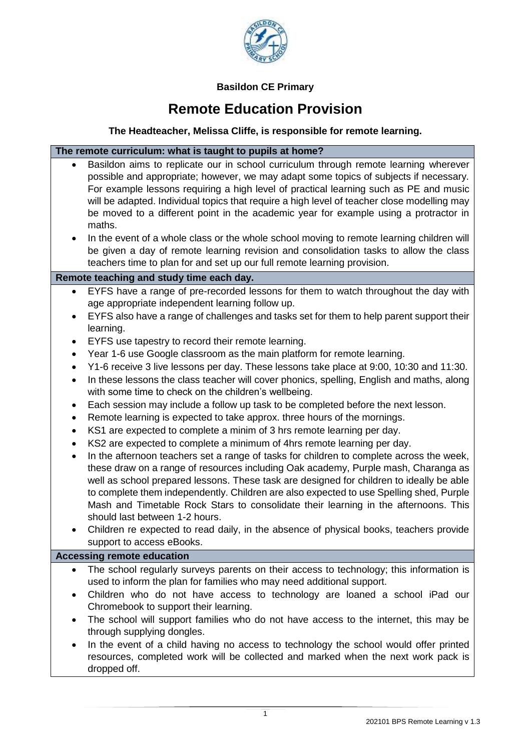**Basildon CE Primary**

# Remote Education Provision

**The Headteacher, Melissa Cliffe, is responsible for remote learning.**

## The remote curriculum: what is taught to pupils at home?

- Basildon aims to replicate our in school curriculum through remote learning wherever possible and appropriate; however, we may adapt some topics of subjects if necessary. For example lessons requiring a high level of practical learning such as PE and music will be adapted. Individual topics that require a high level of teacher close modelling may be moved to a different point in the academic year for example using a protractor in maths.
- In the event of a whole class or the whole school moving to remote learning children will be given a day of remote learning revision and consolidation tasks to allow the class teachers time to plan for and set up our full remote learning provision.

## Remote teaching and study time each day.

- EYFS have a range of pre-recorded lessons for them to watch throughout the day with age appropriate independent learning follow up.
- EYFS also have a range of challenges and tasks set for them to help parent support their learning.
- EYFS use tapestry to record their remote learning.
- Year 1-6 use Google classroom as the main platform for remote learning.
- Y1-6 receive 3 live lessons per day. These lessons take place at 9:00, 10:30 and 11:30.
- In these lessons the class teacher will cover phonics, spelling, English and maths, along with some time to check on the children's wellbeing.
- Each session may include a follow up task to be completed before the next lesson.
- Remote learning is expected to take approx. three hours of the mornings.
- KS1 are expected to complete a minim of 3 hrs remote learning per day.
- KS2 are expected to complete a minimum of 4hrs remote learning per day.
- In the afternoon teachers set a range of tasks for children to complete across the week, these draw on a range of resources including Oak academy, Purple mash, Charanga as well as school prepared lessons. These task are designed for children to ideally be able to complete them independently. Children are also expected to use Spelling shed, Purple Mash and Timetable Rock Stars to consolidate their learning in the afternoons. This should last between 1-2 hours.
- Children re expected to read daily, in the absence of physical books, teachers provide support to access eBooks.

## Accessing remote education

- The school regularly surveys parents on their access to technology; this information is used to inform the plan for families who may need additional support.
- Children who do not have access to technology are loaned a school iPad our Chromebook to support their learning.
- The school will support families who do not have access to the internet, this may be through supplying dongles.
- In the event of a child having no access to technology the school would offer printed resources, completed work will be collected and marked when the next work pack is dropped off.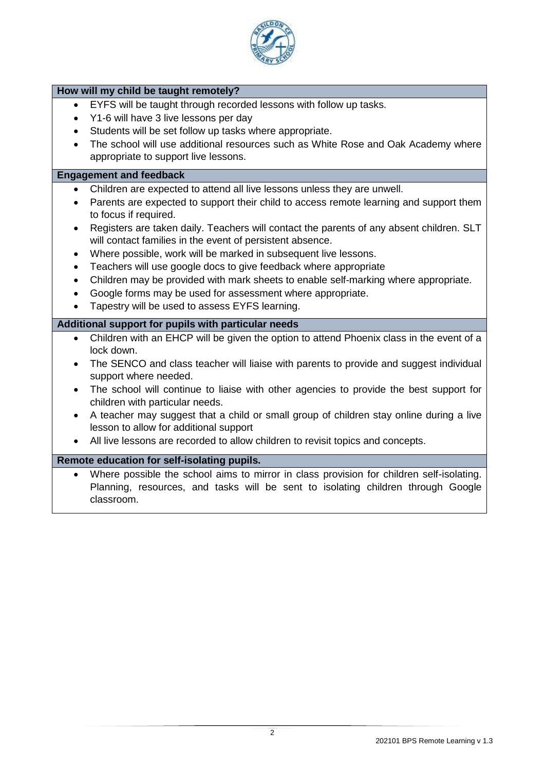## How will my child be taught remotely?

- EYFS will be taught through recorded lessons with follow up tasks.
- Y1-6 will have 3 live lessons per day
- Students will be set follow up tasks where appropriate.
- The school will use additional resources such as White Rose and Oak Academy where appropriate to support live lessons.

## Engagement and feedback

- Children are expected to attend all live lessons unless they are unwell.
- Parents are expected to support their child to access remote learning and support them to focus if required.
- Registers are taken daily. Teachers will contact the parents of any absent children. SLT will contact families in the event of persistent absence.
- Where possible, work will be marked in subsequent live lessons.
- Teachers will use google docs to give feedback where appropriate
- Children may be provided with mark sheets to enable self-marking where appropriate.
- Google forms may be used for assessment where appropriate.
- Tapestry will be used to assess EYFS learning.

## Additional support for pupils with particular needs

- Children with an EHCP will be given the option to attend Phoenix class in the event of a lock down.
- The SENCO and class teacher will liaise with parents to provide and suggest individual support where needed.
- The school will continue to liaise with other agencies to provide the best support for children with particular needs.
- A teacher may suggest that a child or small group of children stay online during a live lesson to allow for additional support
- All live lessons are recorded to allow children to revisit topics and concepts.

## Remote education for self-isolating pupils.

- Where possible the school aims to mirror in class provision for children self-isolating. Planning, resources, and tasks will be sent to isolating children through Google classroom.